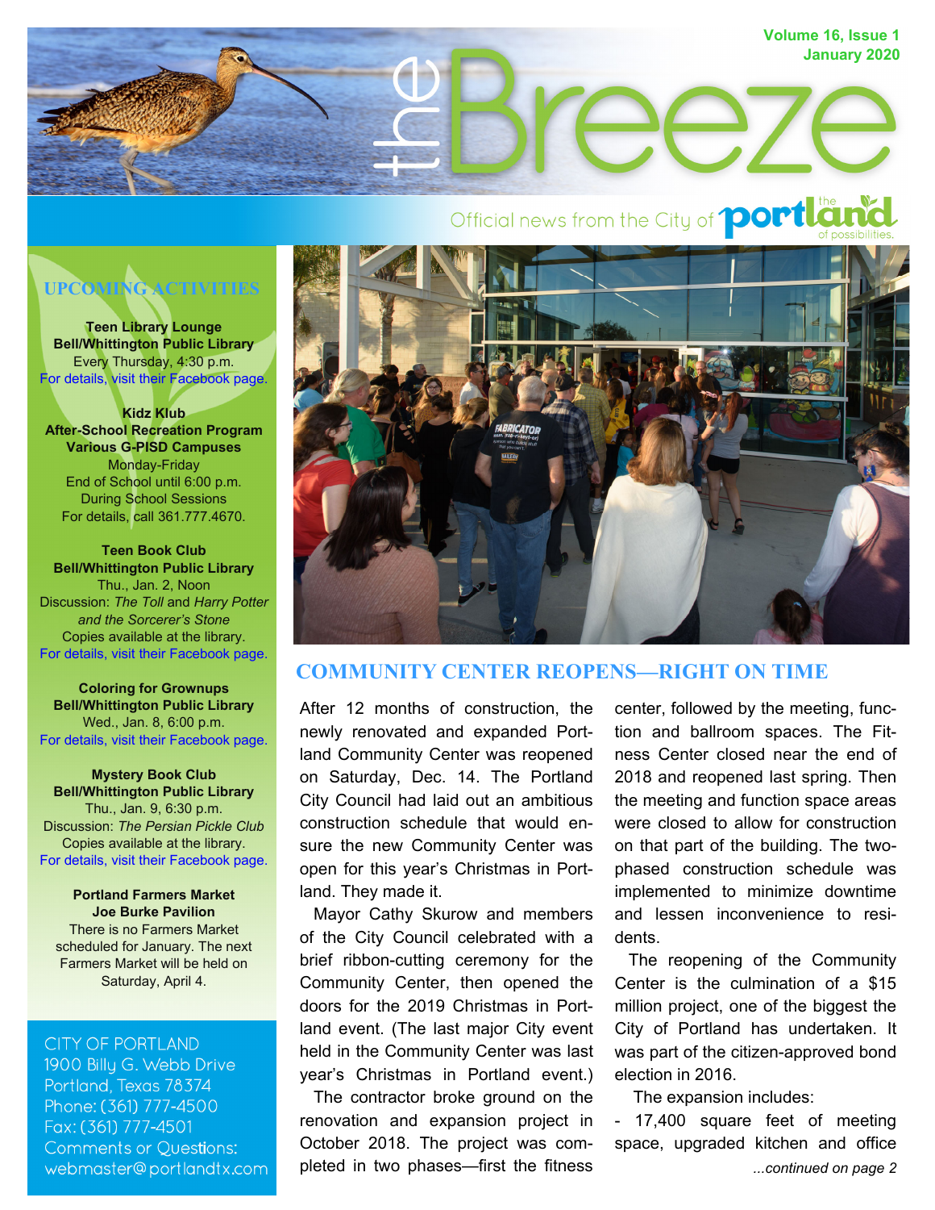# the Breeze

Volume 16, Issue 1
January 2020

Official news from the City of portland — the portland of possibilities.

## COMMUNITY CENTER REOPENS—RIGHT ON TIME

After 12 months of construction, the newly renovated and expanded Portland Community Center was reopened on Saturday, Dec. 14. The Portland City Council had laid out an ambitious construction schedule that would ensure the new Community Center was open for this year's Christmas in Portland. They made it.

Mayor Cathy Skurow and members of the City Council celebrated with a brief ribbon-cutting ceremony for the Community Center, then opened the doors for the 2019 Christmas in Portland event. (The last major City event held in the Community Center was last year's Christmas in Portland event.)

The contractor broke ground on the renovation and expansion project in October 2018. The project was completed in two phases—first the fitness center, followed by the meeting, function and ballroom spaces. The Fitness Center closed near the end of 2018 and reopened last spring. Then the meeting and function space areas were closed to allow for construction on that part of the building. The two-phased construction schedule was implemented to minimize downtime and lessen inconvenience to residents.

The reopening of the Community Center is the culmination of a $15 million project, one of the biggest the City of Portland has undertaken. It was part of the citizen-approved bond election in 2016.

The expansion includes:

- 17,400 square feet of meeting space, upgraded kitchen and office

*...continued on page 2*

## UPCOMING ACTIVITIES

**Teen Library Lounge**
**Bell/Whittington Public Library**
Every Thursday, 4:30 p.m.
For details, visit their Facebook page.

**Kidz Klub**
**After-School Recreation Program**
**Various G-PISD Campuses**
Monday-Friday
End of School until 6:00 p.m.
During School Sessions
For details, call 361.777.4670.

**Teen Book Club**
**Bell/Whittington Public Library**
Thu., Jan. 2, Noon
Discussion: *The Toll* and *Harry Potter and the Sorcerer's Stone*
Copies available at the library.
For details, visit their Facebook page.

**Coloring for Grownups**
**Bell/Whittington Public Library**
Wed., Jan. 8, 6:00 p.m.
For details, visit their Facebook page.

**Mystery Book Club**
**Bell/Whittington Public Library**
Thu., Jan. 9, 6:30 p.m.
Discussion: *The Persian Pickle Club*
Copies available at the library.
For details, visit their Facebook page.

**Portland Farmers Market**
**Joe Burke Pavilion**
There is no Farmers Market scheduled for January. The next Farmers Market will be held on Saturday, April 4.

CITY OF PORTLAND
1900 Billy G. Webb Drive
Portland, Texas 78374
Phone: (361) 777-4500
Fax: (361) 777-4501
Comments or Questions:
webmaster@portlandtx.com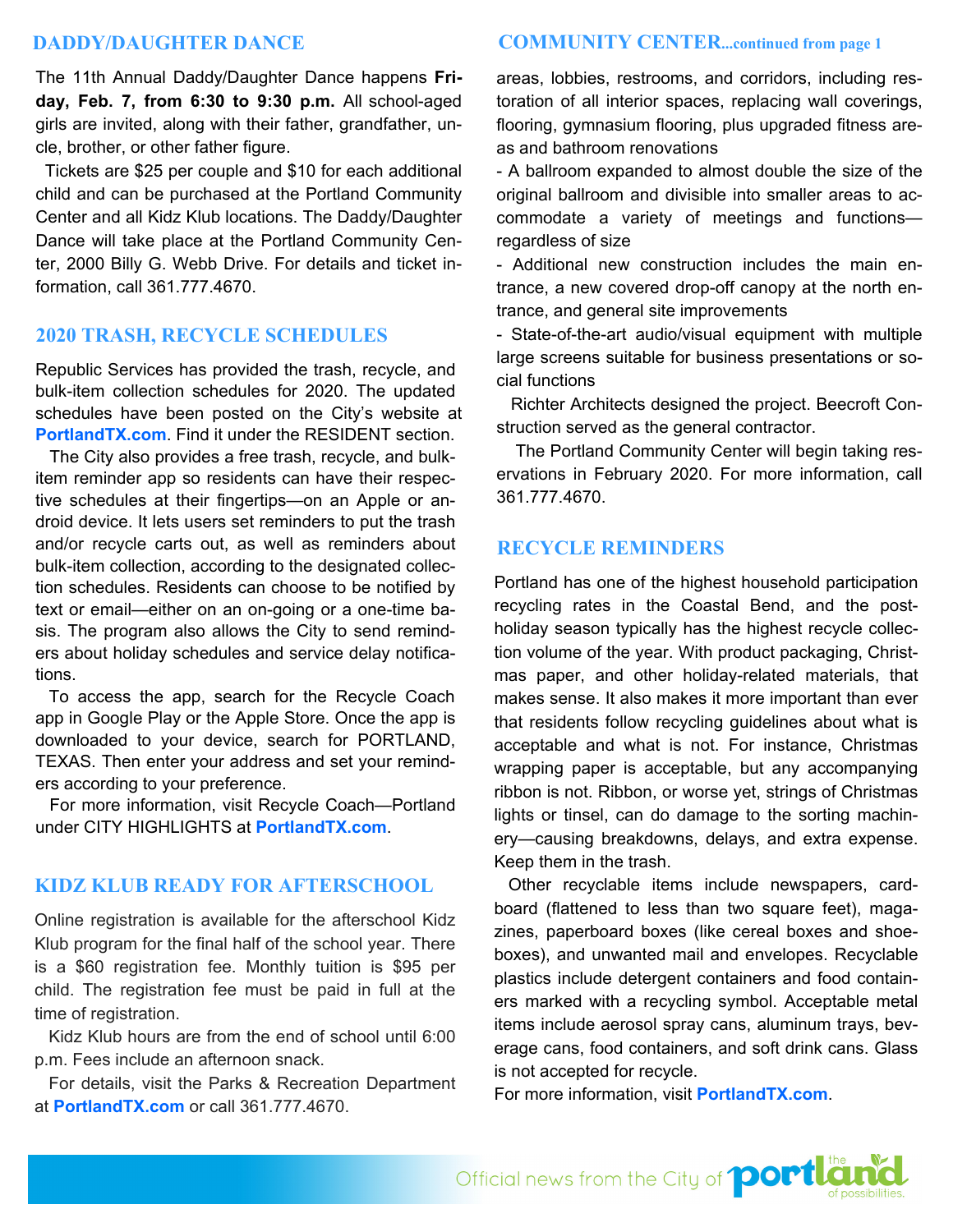## DADDY/DAUGHTER DANCE

The 11th Annual Daddy/Daughter Dance happens **Friday, Feb. 7, from 6:30 to 9:30 p.m.** All school-aged girls are invited, along with their father, grandfather, uncle, brother, or other father figure.

Tickets are $25 per couple and $10 for each additional child and can be purchased at the Portland Community Center and all Kidz Klub locations. The Daddy/Daughter Dance will take place at the Portland Community Center, 2000 Billy G. Webb Drive. For details and ticket information, call 361.777.4670.

## 2020 TRASH, RECYCLE SCHEDULES

Republic Services has provided the trash, recycle, and bulk-item collection schedules for 2020. The updated schedules have been posted on the City's website at **PortlandTX.com**. Find it under the RESIDENT section.

The City also provides a free trash, recycle, and bulk-item reminder app so residents can have their respective schedules at their fingertips—on an Apple or android device. It lets users set reminders to put the trash and/or recycle carts out, as well as reminders about bulk-item collection, according to the designated collection schedules. Residents can choose to be notified by text or email—either on an on-going or a one-time basis. The program also allows the City to send reminders about holiday schedules and service delay notifications.

To access the app, search for the Recycle Coach app in Google Play or the Apple Store. Once the app is downloaded to your device, search for PORTLAND, TEXAS. Then enter your address and set your reminders according to your preference.

For more information, visit Recycle Coach—Portland under CITY HIGHLIGHTS at **PortlandTX.com**.

## KIDZ KLUB READY FOR AFTERSCHOOL

Online registration is available for the afterschool Kidz Klub program for the final half of the school year. There is a $60 registration fee. Monthly tuition is $95 per child. The registration fee must be paid in full at the time of registration.

Kidz Klub hours are from the end of school until 6:00 p.m. Fees include an afternoon snack.

For details, visit the Parks & Recreation Department at **PortlandTX.com** or call 361.777.4670.

## COMMUNITY CENTER...continued from page 1

areas, lobbies, restrooms, and corridors, including restoration of all interior spaces, replacing wall coverings, flooring, gymnasium flooring, plus upgraded fitness areas and bathroom renovations

- A ballroom expanded to almost double the size of the original ballroom and divisible into smaller areas to accommodate a variety of meetings and functions—regardless of size
- Additional new construction includes the main entrance, a new covered drop-off canopy at the north entrance, and general site improvements
- State-of-the-art audio/visual equipment with multiple large screens suitable for business presentations or social functions

Richter Architects designed the project. Beecroft Construction served as the general contractor.

The Portland Community Center will begin taking reservations in February 2020. For more information, call 361.777.4670.

## RECYCLE REMINDERS

Portland has one of the highest household participation recycling rates in the Coastal Bend, and the post-holiday season typically has the highest recycle collection volume of the year. With product packaging, Christmas paper, and other holiday-related materials, that makes sense. It also makes it more important than ever that residents follow recycling guidelines about what is acceptable and what is not. For instance, Christmas wrapping paper is acceptable, but any accompanying ribbon is not. Ribbon, or worse yet, strings of Christmas lights or tinsel, can do damage to the sorting machinery—causing breakdowns, delays, and extra expense. Keep them in the trash.

Other recyclable items include newspapers, cardboard (flattened to less than two square feet), magazines, paperboard boxes (like cereal boxes and shoeboxes), and unwanted mail and envelopes. Recyclable plastics include detergent containers and food containers marked with a recycling symbol. Acceptable metal items include aerosol spray cans, aluminum trays, beverage cans, food containers, and soft drink cans. Glass is not accepted for recycle.

For more information, visit **PortlandTX.com**.